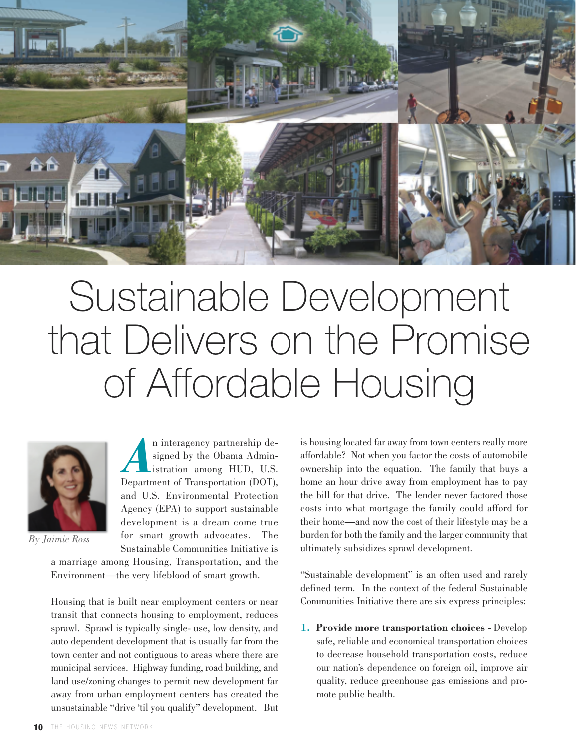# Sustainable Development that Delivers on the Promise of Affordable Housing

*By Jaimie Ross*

An interagency partnership designed by the Obama Administration among HUD, U.S. Department of Transportation (DOT), and U.S. Environmental Protection Agency (EPA) to support sustainable development is a dream come true for smart growth advocates. The Sustainable Communities Initiative is a marriage among Housing, Transportation, and the Environment—the very lifeblood of smart growth.

Housing that is built near employment centers or near transit that connects housing to employment, reduces sprawl. Sprawl is typically single- use, low density, and auto dependent development that is usually far from the town center and not contiguous to areas where there are municipal services. Highway funding, road building, and land use/zoning changes to permit new development far away from urban employment centers has created the unsustainable "drive 'til you qualify" development. But is housing located far away from town centers really more affordable? Not when you factor the costs of automobile ownership into the equation. The family that buys a home an hour drive away from employment has to pay the bill for that drive. The lender never factored those costs into what mortgage the family could afford for their home—and now the cost of their lifestyle may be a burden for both the family and the larger community that ultimately subsidizes sprawl development.

"Sustainable development" is an often used and rarely defined term. In the context of the federal Sustainable Communities Initiative there are six express principles:

1. **Provide more transportation choices -** Develop safe, reliable and economical transportation choices to decrease household transportation costs, reduce our nation's dependence on foreign oil, improve air quality, reduce greenhouse gas emissions and promote public health.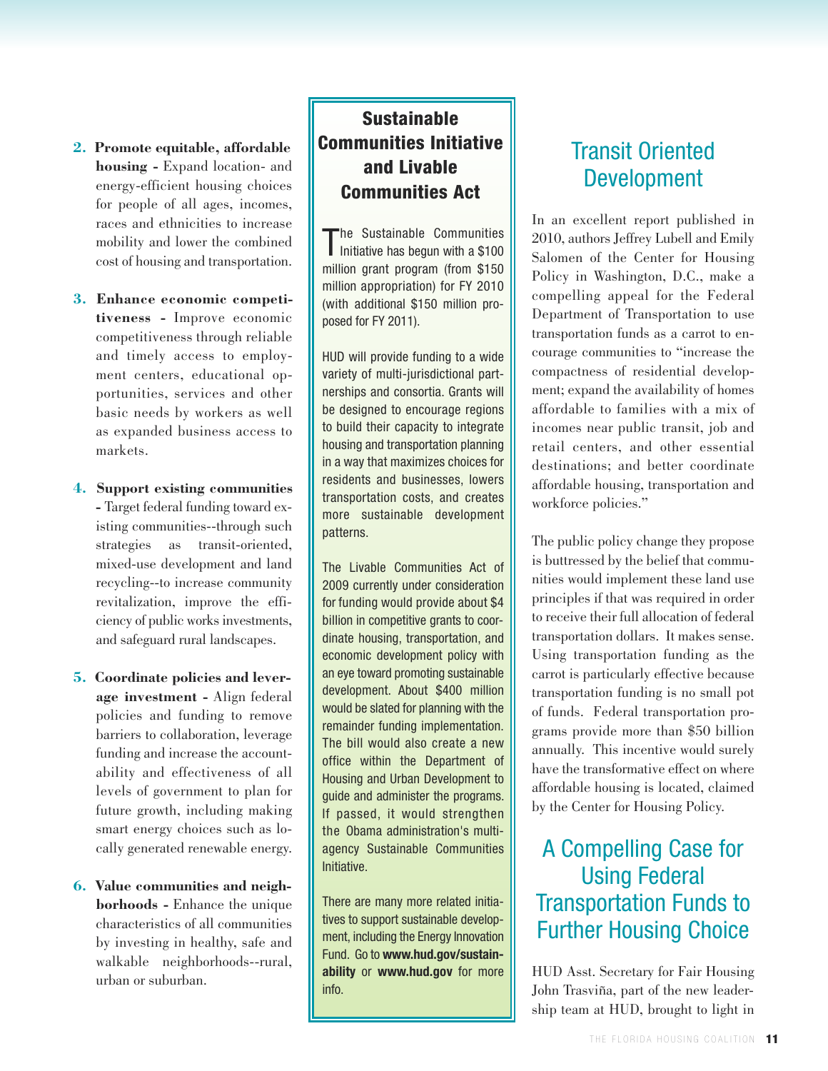2. **Promote equitable, affordable housing -** Expand location- and energy-efficient housing choices for people of all ages, incomes, races and ethnicities to increase mobility and lower the combined cost of housing and transportation.

3. **Enhance economic competitiveness -** Improve economic competitiveness through reliable and timely access to employment centers, educational opportunities, services and other basic needs by workers as well as expanded business access to markets.

4. **Support existing communities -** Target federal funding toward existing communities--through such strategies as transit-oriented, mixed-use development and land recycling--to increase community revitalization, improve the efficiency of public works investments, and safeguard rural landscapes.

5. **Coordinate policies and leverage investment -** Align federal policies and funding to remove barriers to collaboration, leverage funding and increase the accountability and effectiveness of all levels of government to plan for future growth, including making smart energy choices such as locally generated renewable energy.

6. **Value communities and neighborhoods -** Enhance the unique characteristics of all communities by investing in healthy, safe and walkable neighborhoods--rural, urban or suburban.

## Sustainable Communities Initiative and Livable Communities Act

The Sustainable Communities Initiative has begun with a $100 million grant program (from $150 million appropriation) for FY 2010 (with additional $150 million proposed for FY 2011).

HUD will provide funding to a wide variety of multi-jurisdictional partnerships and consortia. Grants will be designed to encourage regions to build their capacity to integrate housing and transportation planning in a way that maximizes choices for residents and businesses, lowers transportation costs, and creates more sustainable development patterns.

The Livable Communities Act of 2009 currently under consideration for funding would provide about $4 billion in competitive grants to coordinate housing, transportation, and economic development policy with an eye toward promoting sustainable development. About $400 million would be slated for planning with the remainder funding implementation. The bill would also create a new office within the Department of Housing and Urban Development to guide and administer the programs. If passed, it would strengthen the Obama administration's multi-agency Sustainable Communities Initiative.

There are many more related initiatives to support sustainable development, including the Energy Innovation Fund. Go to **www.hud.gov/sustainability** or **www.hud.gov** for more info.

## Transit Oriented Development

In an excellent report published in 2010, authors Jeffrey Lubell and Emily Salomen of the Center for Housing Policy in Washington, D.C., make a compelling appeal for the Federal Department of Transportation to use transportation funds as a carrot to encourage communities to "increase the compactness of residential development; expand the availability of homes affordable to families with a mix of incomes near public transit, job and retail centers, and other essential destinations; and better coordinate affordable housing, transportation and workforce policies."

The public policy change they propose is buttressed by the belief that communities would implement these land use principles if that was required in order to receive their full allocation of federal transportation dollars. It makes sense. Using transportation funding as the carrot is particularly effective because transportation funding is no small pot of funds. Federal transportation programs provide more than $50 billion annually. This incentive would surely have the transformative effect on where affordable housing is located, claimed by the Center for Housing Policy.

## A Compelling Case for Using Federal Transportation Funds to Further Housing Choice

HUD Asst. Secretary for Fair Housing John Trasviña, part of the new leadership team at HUD, brought to light in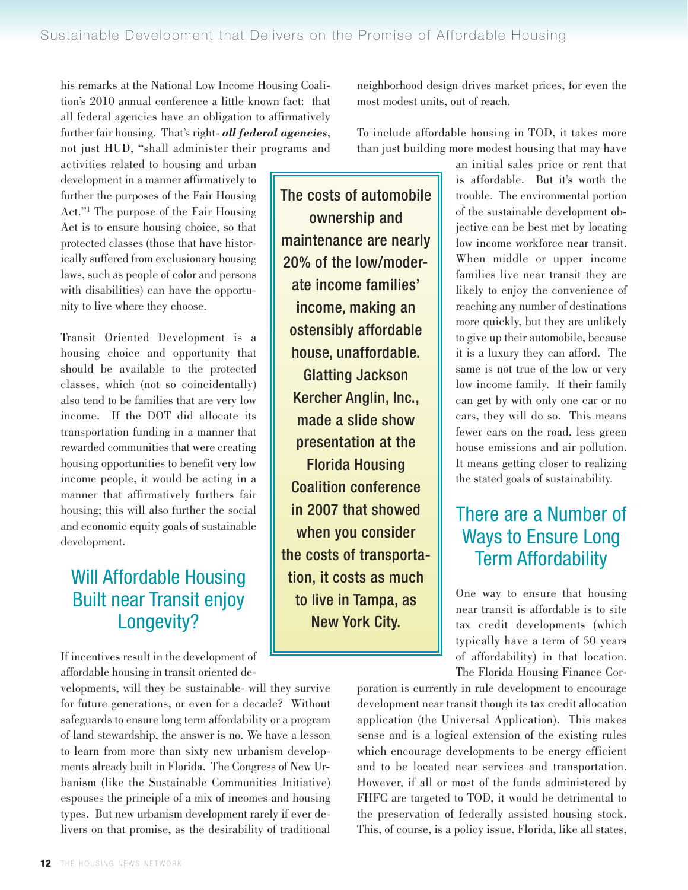his remarks at the National Low Income Housing Coalition's 2010 annual conference a little known fact: that all federal agencies have an obligation to affirmatively further fair housing. That's right- ***all federal agencies***, not just HUD, "shall administer their programs and activities relating to housing and urban development in a manner affirmatively to further the purposes of the Fair Housing Act."[1] The purpose of the Fair Housing Act is to ensure housing choice, so that protected classes (those that have historically suffered from exclusionary housing laws, such as people of color and persons with disabilities) can have the opportunity to live where they choose.

Transit Oriented Development is a housing choice and opportunity that should be available to the protected classes, which (not so coincidentally) also tend to be families that are very low income. If the DOT did allocate its transportation funding in a manner that rewarded communities that were creating housing opportunities to benefit very low income people, it would be acting in a manner that affirmatively furthers fair housing; this will also further the social and economic equity goals of sustainable development.

## Will Affordable Housing Built near Transit enjoy Longevity?

If incentives result in the development of affordable housing in transit oriented developments, will they be sustainable- will they survive for future generations, or even for a decade? Without safeguards to ensure long term affordability or a program of land stewardship, the answer is no. We have a lesson to learn from more than sixty new urbanism developments already built in Florida. The Congress of New Urbanism (like the Sustainable Communities Initiative) espouses the principle of a mix of incomes and housing types. But new urbanism development rarely if ever delivers on that promise, as the desirability of traditional neighborhood design drives market prices, for even the most modest units, out of reach.

**The costs of automobile ownership and maintenance are nearly 20% of the low/moderate income families' income, making an ostensibly affordable house, unaffordable. Glatting Jackson Kercher Anglin, Inc., made a slide show presentation at the Florida Housing Coalition conference in 2007 that showed when you consider the costs of transportation, it costs as much to live in Tampa, as New York City.**

To include affordable housing in TOD, it takes more than just building more modest housing that may have an initial sales price or rent that is affordable. But it's worth the trouble. The environmental portion of the sustainable development objective can be best met by locating low income workforce near transit. When middle or upper income families live near transit they are likely to enjoy the convenience of reaching any number of destinations more quickly, but they are unlikely to give up their automobile, because it is a luxury they can afford. The same is not true of the low or very low income family. If their family can get by with only one car or no cars, they will do so. This means fewer cars on the road, less green house emissions and air pollution. It means getting closer to realizing the stated goals of sustainability.

## There are a Number of Ways to Ensure Long Term Affordability

One way to ensure that housing near transit is affordable is to site tax credit developments (which typically have a term of 50 years of affordability) in that location. The Florida Housing Finance Corporation is currently in rule development to encourage development near transit though its tax credit allocation application (the Universal Application). This makes sense and is a logical extension of the existing rules which encourage developments to be energy efficient and to be located near services and transportation. However, if all or most of the funds administered by FHFC are targeted to TOD, it would be detrimental to the preservation of federally assisted housing stock. This, of course, is a policy issue. Florida, like all states,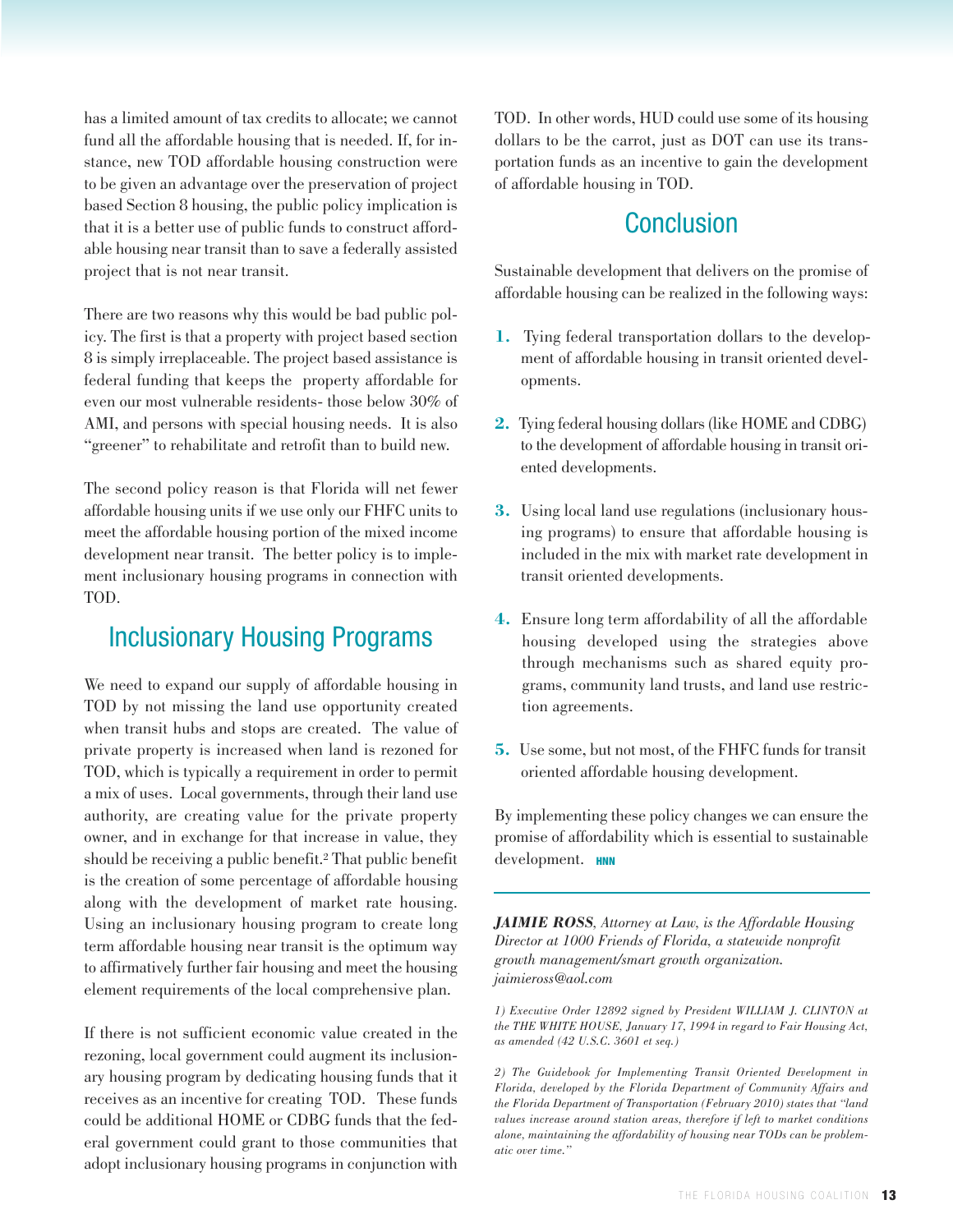has a limited amount of tax credits to allocate; we cannot fund all the affordable housing that is needed. If, for instance, new TOD affordable housing construction were to be given an advantage over the preservation of project based Section 8 housing, the public policy implication is that it is a better use of public funds to construct affordable housing near transit than to save a federally assisted project that is not near transit.

There are two reasons why this would be bad public policy. The first is that a property with project based section 8 is simply irreplaceable. The project based assistance is federal funding that keeps the property affordable for even our most vulnerable residents- those below 30% of AMI, and persons with special housing needs. It is also "greener" to rehabilitate and retrofit than to build new.

The second policy reason is that Florida will net fewer affordable housing units if we use only our FHFC units to meet the affordable housing portion of the mixed income development near transit. The better policy is to implement inclusionary housing programs in connection with TOD.

## Inclusionary Housing Programs

We need to expand our supply of affordable housing in TOD by not missing the land use opportunity created when transit hubs and stops are created. The value of private property is increased when land is rezoned for TOD, which is typically a requirement in order to permit a mix of uses. Local governments, through their land use authority, are creating value for the private property owner, and in exchange for that increase in value, they should be receiving a public benefit.[2] That public benefit is the creation of some percentage of affordable housing along with the development of market rate housing. Using an inclusionary housing program to create long term affordable housing near transit is the optimum way to affirmatively further fair housing and meet the housing element requirements of the local comprehensive plan.

If there is not sufficient economic value created in the rezoning, local government could augment its inclusionary housing program by dedicating housing funds that it receives as an incentive for creating TOD. These funds could be additional HOME or CDBG funds that the federal government could grant to those communities that adopt inclusionary housing programs in conjunction with TOD. In other words, HUD could use some of its housing dollars to be the carrot, just as DOT can use its transportation funds as an incentive to gain the development of affordable housing in TOD.

## Conclusion

Sustainable development that delivers on the promise of affordable housing can be realized in the following ways:

1. Tying federal transportation dollars to the development of affordable housing in transit oriented developments.
2. Tying federal housing dollars (like HOME and CDBG) to the development of affordable housing in transit oriented developments.
3. Using local land use regulations (inclusionary housing programs) to ensure that affordable housing is included in the mix with market rate development in transit oriented developments.
4. Ensure long term affordability of all the affordable housing developed using the strategies above through mechanisms such as shared equity programs, community land trusts, and land use restriction agreements.
5. Use some, but not most, of the FHFC funds for transit oriented affordable housing development.

By implementing these policy changes we can ensure the promise of affordability which is essential to sustainable development. **HNN**

---

***JAIMIE ROSS****, Attorney at Law, is the Affordable Housing Director at 1000 Friends of Florida, a statewide nonprofit growth management/smart growth organization.*
*jaimieross@aol.com*

*1) Executive Order 12892 signed by President WILLIAM J. CLINTON at the THE WHITE HOUSE, January 17, 1994 in regard to Fair Housing Act, as amended (42 U.S.C. 3601 et seq.)*

*2) The Guidebook for Implementing Transit Oriented Development in Florida, developed by the Florida Department of Community Affairs and the Florida Department of Transportation (February 2010) states that "land values increase around station areas, therefore if left to market conditions alone, maintaining the affordability of housing near TODs can be problematic over time."*